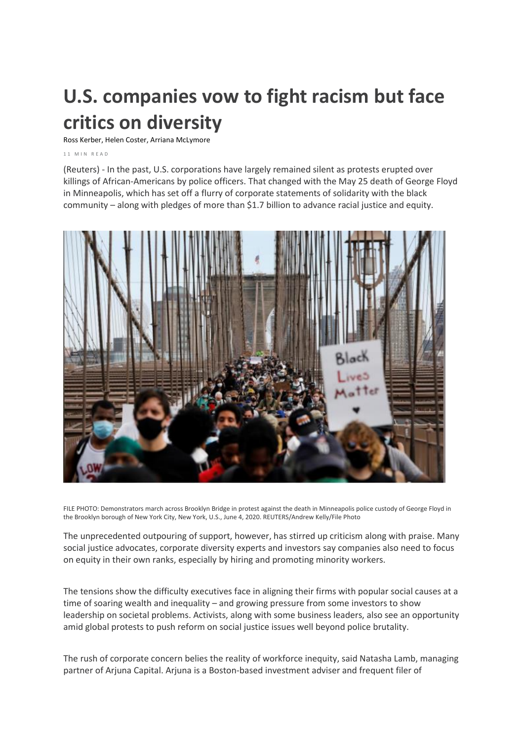# U.S. companies vow to fight racism but face critics on diversity

Ross Kerber, Helen Coster, Arriana McLymore

11 MIN READ

(Reuters) - In the past, U.S. corporations have largely remained silent as protests erupted over killings of African-Americans by police officers. That changed with the May 25 death of George Floyd in Minneapolis, which has set off a flurry of corporate statements of solidarity with the black community – along with pledges of more than $1.7 billion to advance racial justice and equity.

FILE PHOTO: Demonstrators march across Brooklyn Bridge in protest against the death in Minneapolis police custody of George Floyd in the Brooklyn borough of New York City, New York, U.S., June 4, 2020. REUTERS/Andrew Kelly/File Photo

The unprecedented outpouring of support, however, has stirred up criticism along with praise. Many social justice advocates, corporate diversity experts and investors say companies also need to focus on equity in their own ranks, especially by hiring and promoting minority workers.

The tensions show the difficulty executives face in aligning their firms with popular social causes at a time of soaring wealth and inequality – and growing pressure from some investors to show leadership on societal problems. Activists, along with some business leaders, also see an opportunity amid global protests to push reform on social justice issues well beyond police brutality.

The rush of corporate concern belies the reality of workforce inequity, said Natasha Lamb, managing partner of Arjuna Capital. Arjuna is a Boston-based investment adviser and frequent filer of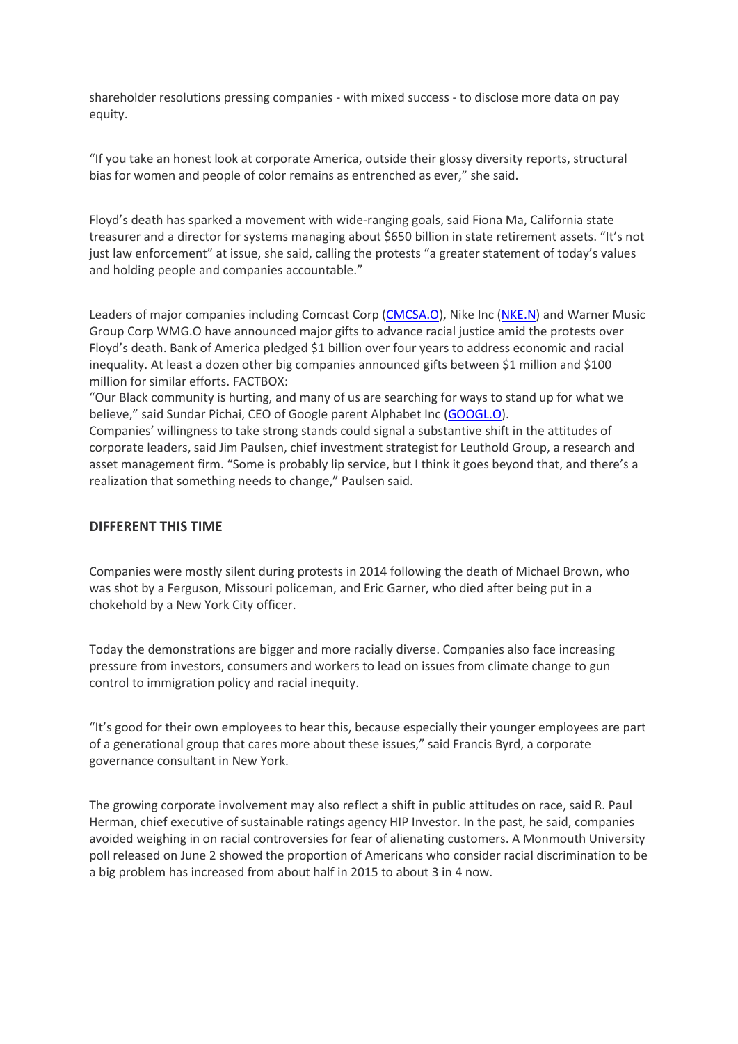shareholder resolutions pressing companies - with mixed success - to disclose more data on pay equity.

"If you take an honest look at corporate America, outside their glossy diversity reports, structural bias for women and people of color remains as entrenched as ever," she said.

Floyd's death has sparked a movement with wide-ranging goals, said Fiona Ma, California state treasurer and a director for systems managing about $650 billion in state retirement assets. "It's not just law enforcement" at issue, she said, calling the protests "a greater statement of today's values and holding people and companies accountable."

Leaders of major companies including Comcast Corp (CMCSA.O), Nike Inc (NKE.N) and Warner Music Group Corp WMG.O have announced major gifts to advance racial justice amid the protests over Floyd's death. Bank of America pledged $1 billion over four years to address economic and racial inequality. At least a dozen other big companies announced gifts between $1 million and $100 million for similar efforts. FACTBOX:
"Our Black community is hurting, and many of us are searching for ways to stand up for what we believe," said Sundar Pichai, CEO of Google parent Alphabet Inc (GOOGL.O).
Companies' willingness to take strong stands could signal a substantive shift in the attitudes of corporate leaders, said Jim Paulsen, chief investment strategist for Leuthold Group, a research and asset management firm. "Some is probably lip service, but I think it goes beyond that, and there's a realization that something needs to change," Paulsen said.

## DIFFERENT THIS TIME

Companies were mostly silent during protests in 2014 following the death of Michael Brown, who was shot by a Ferguson, Missouri policeman, and Eric Garner, who died after being put in a chokehold by a New York City officer.

Today the demonstrations are bigger and more racially diverse. Companies also face increasing pressure from investors, consumers and workers to lead on issues from climate change to gun control to immigration policy and racial inequity.

"It's good for their own employees to hear this, because especially their younger employees are part of a generational group that cares more about these issues," said Francis Byrd, a corporate governance consultant in New York.

The growing corporate involvement may also reflect a shift in public attitudes on race, said R. Paul Herman, chief executive of sustainable ratings agency HIP Investor. In the past, he said, companies avoided weighing in on racial controversies for fear of alienating customers. A Monmouth University poll released on June 2 showed the proportion of Americans who consider racial discrimination to be a big problem has increased from about half in 2015 to about 3 in 4 now.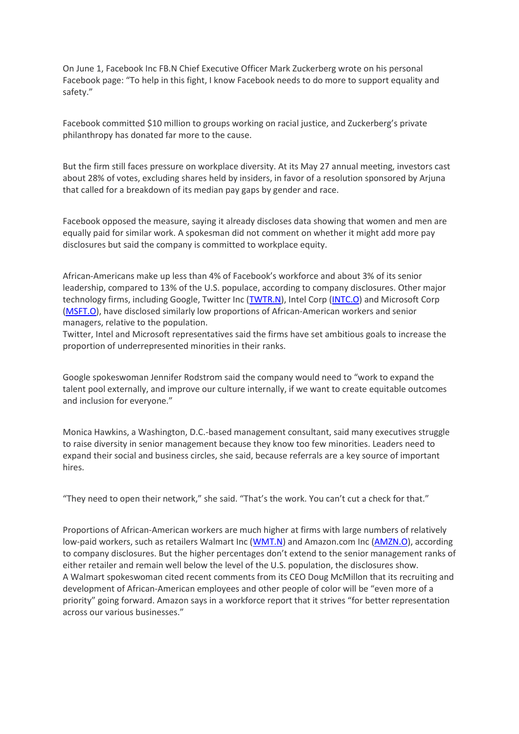On June 1, Facebook Inc FB.N Chief Executive Officer Mark Zuckerberg wrote on his personal Facebook page: "To help in this fight, I know Facebook needs to do more to support equality and safety."

Facebook committed $10 million to groups working on racial justice, and Zuckerberg's private philanthropy has donated far more to the cause.

But the firm still faces pressure on workplace diversity. At its May 27 annual meeting, investors cast about 28% of votes, excluding shares held by insiders, in favor of a resolution sponsored by Arjuna that called for a breakdown of its median pay gaps by gender and race.

Facebook opposed the measure, saying it already discloses data showing that women and men are equally paid for similar work. A spokesman did not comment on whether it might add more pay disclosures but said the company is committed to workplace equity.

African-Americans make up less than 4% of Facebook's workforce and about 3% of its senior leadership, compared to 13% of the U.S. populace, according to company disclosures. Other major technology firms, including Google, Twitter Inc (TWTR.N), Intel Corp (INTC.O) and Microsoft Corp (MSFT.O), have disclosed similarly low proportions of African-American workers and senior managers, relative to the population.
Twitter, Intel and Microsoft representatives said the firms have set ambitious goals to increase the proportion of underrepresented minorities in their ranks.

Google spokeswoman Jennifer Rodstrom said the company would need to "work to expand the talent pool externally, and improve our culture internally, if we want to create equitable outcomes and inclusion for everyone."

Monica Hawkins, a Washington, D.C.-based management consultant, said many executives struggle to raise diversity in senior management because they know too few minorities. Leaders need to expand their social and business circles, she said, because referrals are a key source of important hires.

"They need to open their network," she said. "That's the work. You can't cut a check for that."

Proportions of African-American workers are much higher at firms with large numbers of relatively low-paid workers, such as retailers Walmart Inc (WMT.N) and Amazon.com Inc (AMZN.O), according to company disclosures. But the higher percentages don't extend to the senior management ranks of either retailer and remain well below the level of the U.S. population, the disclosures show.
A Walmart spokeswoman cited recent comments from its CEO Doug McMillon that its recruiting and development of African-American employees and other people of color will be "even more of a priority" going forward. Amazon says in a workforce report that it strives "for better representation across our various businesses."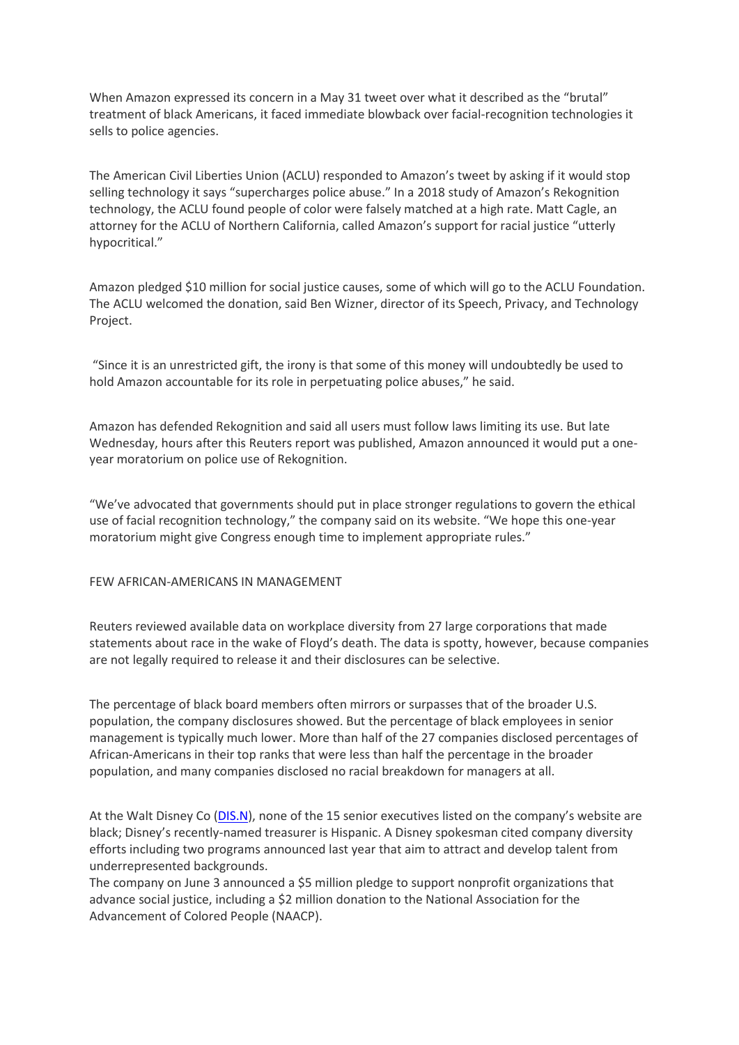When Amazon expressed its concern in a May 31 tweet over what it described as the "brutal" treatment of black Americans, it faced immediate blowback over facial-recognition technologies it sells to police agencies.

The American Civil Liberties Union (ACLU) responded to Amazon's tweet by asking if it would stop selling technology it says "supercharges police abuse." In a 2018 study of Amazon's Rekognition technology, the ACLU found people of color were falsely matched at a high rate. Matt Cagle, an attorney for the ACLU of Northern California, called Amazon's support for racial justice "utterly hypocritical."

Amazon pledged $10 million for social justice causes, some of which will go to the ACLU Foundation. The ACLU welcomed the donation, said Ben Wizner, director of its Speech, Privacy, and Technology Project.

"Since it is an unrestricted gift, the irony is that some of this money will undoubtedly be used to hold Amazon accountable for its role in perpetuating police abuses," he said.

Amazon has defended Rekognition and said all users must follow laws limiting its use. But late Wednesday, hours after this Reuters report was published, Amazon announced it would put a one-year moratorium on police use of Rekognition.

"We've advocated that governments should put in place stronger regulations to govern the ethical use of facial recognition technology," the company said on its website. "We hope this one-year moratorium might give Congress enough time to implement appropriate rules."

## FEW AFRICAN-AMERICANS IN MANAGEMENT

Reuters reviewed available data on workplace diversity from 27 large corporations that made statements about race in the wake of Floyd's death. The data is spotty, however, because companies are not legally required to release it and their disclosures can be selective.

The percentage of black board members often mirrors or surpasses that of the broader U.S. population, the company disclosures showed. But the percentage of black employees in senior management is typically much lower. More than half of the 27 companies disclosed percentages of African-Americans in their top ranks that were less than half the percentage in the broader population, and many companies disclosed no racial breakdown for managers at all.

At the Walt Disney Co (DIS.N), none of the 15 senior executives listed on the company's website are black; Disney's recently-named treasurer is Hispanic. A Disney spokesman cited company diversity efforts including two programs announced last year that aim to attract and develop talent from underrepresented backgrounds.

The company on June 3 announced a $5 million pledge to support nonprofit organizations that advance social justice, including a $2 million donation to the National Association for the Advancement of Colored People (NAACP).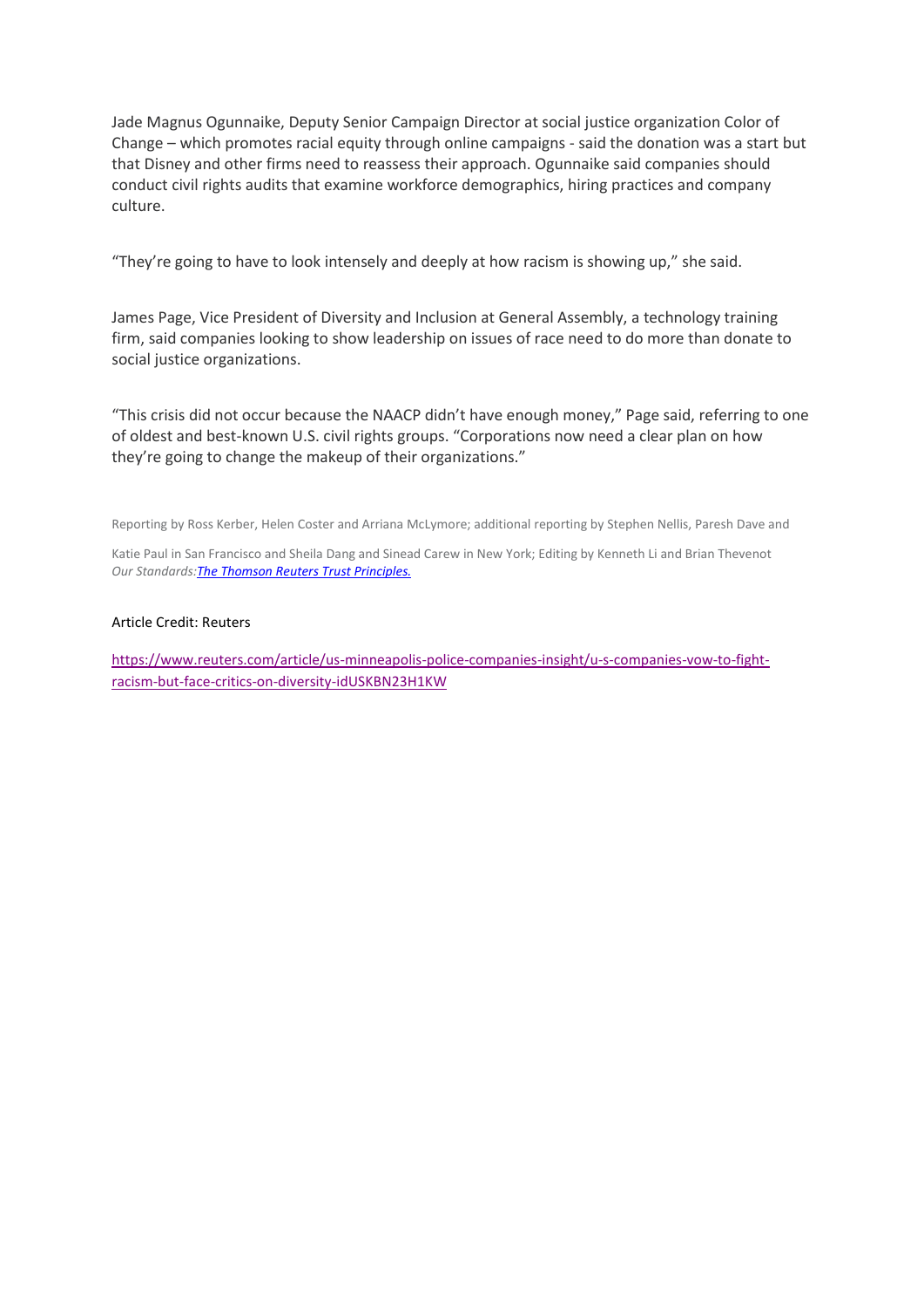Jade Magnus Ogunnaike, Deputy Senior Campaign Director at social justice organization Color of Change – which promotes racial equity through online campaigns - said the donation was a start but that Disney and other firms need to reassess their approach. Ogunnaike said companies should conduct civil rights audits that examine workforce demographics, hiring practices and company culture.

“They’re going to have to look intensely and deeply at how racism is showing up,” she said.

James Page, Vice President of Diversity and Inclusion at General Assembly, a technology training firm, said companies looking to show leadership on issues of race need to do more than donate to social justice organizations.

“This crisis did not occur because the NAACP didn’t have enough money,” Page said, referring to one of oldest and best-known U.S. civil rights groups. “Corporations now need a clear plan on how they’re going to change the makeup of their organizations.”

Reporting by Ross Kerber, Helen Coster and Arriana McLymore; additional reporting by Stephen Nellis, Paresh Dave and

Katie Paul in San Francisco and Sheila Dang and Sinead Carew in New York; Editing by Kenneth Li and Brian Thevenot
*Our Standards:[The Thomson Reuters Trust Principles.](#)*

Article Credit: Reuters

https://www.reuters.com/article/us-minneapolis-police-companies-insight/u-s-companies-vow-to-fight-racism-but-face-critics-on-diversity-idUSKBN23H1KW